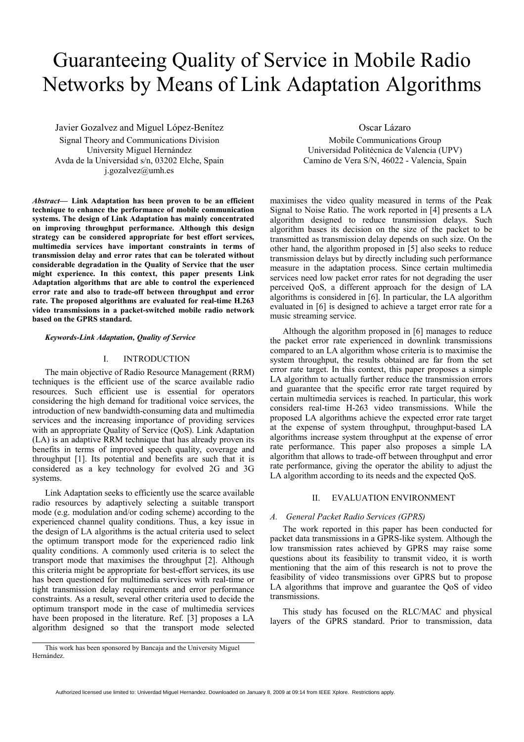# Guaranteeing Quality of Service in Mobile Radio Networks by Means of Link Adaptation Algorithms

Javier Gozalvez and Miguel López-Benítez
Signal Theory and Communications Division
University Miguel Hernández
Avda de la Universidad s/n, 03202 Elche, Spain
j.gozalvez@umh.es

Oscar Lázaro
Mobile Communications Group
Universidad Politécnica de Valencia (UPV)
Camino de Vera S/N, 46022 - Valencia, Spain

***Abstract*— Link Adaptation has been proven to be an efficient technique to enhance the performance of mobile communication systems. The design of Link Adaptation has mainly concentrated on improving throughput performance. Although this design strategy can be considered appropriate for best effort services, multimedia services have important constraints in terms of transmission delay and error rates that can be tolerated without considerable degradation in the Quality of Service that the user might experience. In this context, this paper presents Link Adaptation algorithms that are able to control the experienced error rate and also to trade-off between throughput and error rate. The proposed algorithms are evaluated for real-time H.263 video transmissions in a packet-switched mobile radio network based on the GPRS standard.**

***Keywords-Link Adaptation, Quality of Service***

## I. INTRODUCTION

The main objective of Radio Resource Management (RRM) techniques is the efficient use of the scarce available radio resources. Such efficient use is essential for operators considering the high demand for traditional voice services, the introduction of new bandwidth-consuming data and multimedia services and the increasing importance of providing services with an appropriate Quality of Service (QoS). Link Adaptation (LA) is an adaptive RRM technique that has already proven its benefits in terms of improved speech quality, coverage and throughput [1]. Its potential and benefits are such that it is considered as a key technology for evolved 2G and 3G systems.

Link Adaptation seeks to efficiently use the scarce available radio resources by adaptively selecting a suitable transport mode (e.g. modulation and/or coding scheme) according to the experienced channel quality conditions. Thus, a key issue in the design of LA algorithms is the actual criteria used to select the optimum transport mode for the experienced radio link quality conditions. A commonly used criteria is to select the transport mode that maximises the throughput [2]. Although this criteria might be appropriate for best-effort services, its use has been questioned for multimedia services with real-time or tight transmission delay requirements and error performance constraints. As a result, several other criteria used to decide the optimum transport mode in the case of multimedia services have been proposed in the literature. Ref. [3] proposes a LA algorithm designed so that the transport mode selected maximises the video quality measured in terms of the Peak Signal to Noise Ratio. The work reported in [4] presents a LA algorithm designed to reduce transmission delays. Such algorithm bases its decision on the size of the packet to be transmitted as transmission delay depends on such size. On the other hand, the algorithm proposed in [5] also seeks to reduce transmission delays but by directly including such performance measure in the adaptation process. Since certain multimedia services need low packet error rates for not degrading the user perceived QoS, a different approach for the design of LA algorithms is considered in [6]. In particular, the LA algorithm evaluated in [6] is designed to achieve a target error rate for a music streaming service.

Although the algorithm proposed in [6] manages to reduce the packet error rate experienced in downlink transmissions compared to an LA algorithm whose criteria is to maximise the system throughput, the results obtained are far from the set error rate target. In this context, this paper proposes a simple LA algorithm to actually further reduce the transmission errors and guarantee that the specific error rate target required by certain multimedia services is reached. In particular, this work considers real-time H-263 video transmissions. While the proposed LA algorithms achieve the expected error rate target at the expense of system throughput, throughput-based LA algorithms increase system throughput at the expense of error rate performance. This paper also proposes a simple LA algorithm that allows to trade-off between throughput and error rate performance, giving the operator the ability to adjust the LA algorithm according to its needs and the expected QoS.

## II. EVALUATION ENVIRONMENT

### *A. General Packet Radio Services (GPRS)*

The work reported in this paper has been conducted for packet data transmissions in a GPRS-like system. Although the low transmission rates achieved by GPRS may raise some questions about its feasibility to transmit video, it is worth mentioning that the aim of this research is not to prove the feasibility of video transmissions over GPRS but to propose LA algorithms that improve and guarantee the QoS of video transmissions.

This study has focused on the RLC/MAC and physical layers of the GPRS standard. Prior to transmission, data

This work has been sponsored by Bancaja and the University Miguel Hernández.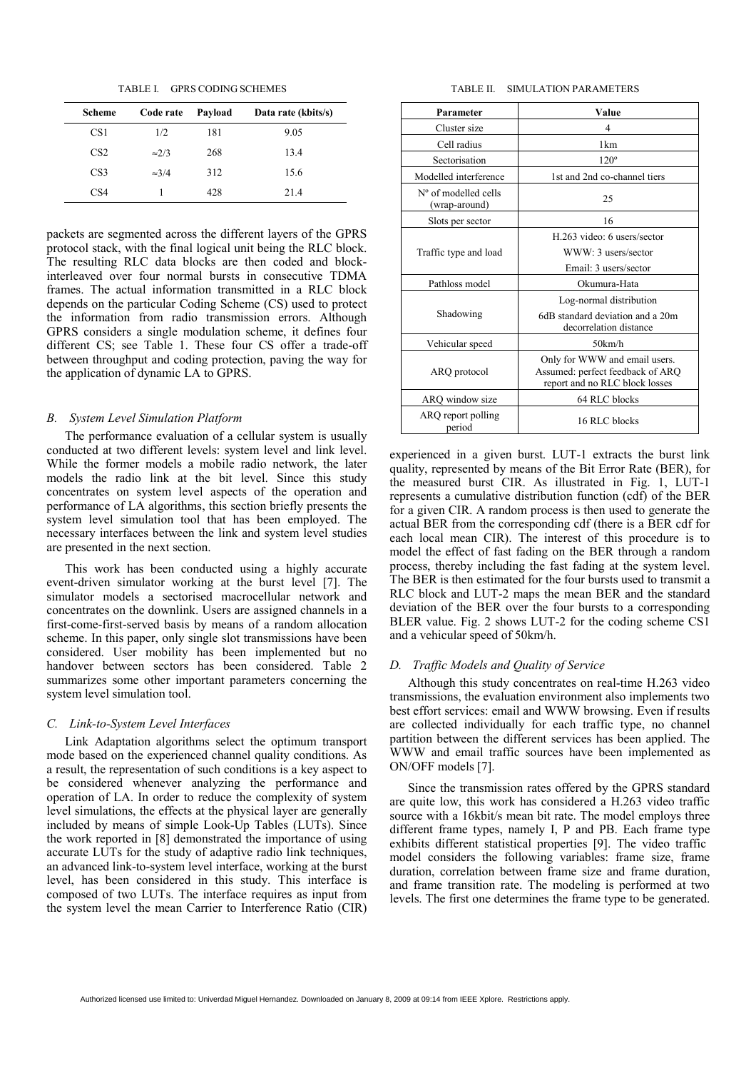TABLE I. GPRS CODING SCHEMES

| Scheme | Code rate | Payload | Data rate (kbits/s) |
|---|---|---|---|
| CS1 | 1/2 | 181 | 9.05 |
| CS2 | ≈2/3 | 268 | 13.4 |
| CS3 | ≈3/4 | 312 | 15.6 |
| CS4 | 1 | 428 | 21.4 |

packets are segmented across the different layers of the GPRS protocol stack, with the final logical unit being the RLC block. The resulting RLC data blocks are then coded and block-interleaved over four normal bursts in consecutive TDMA frames. The actual information transmitted in a RLC block depends on the particular Coding Scheme (CS) used to protect the information from radio transmission errors. Although GPRS considers a single modulation scheme, it defines four different CS; see Table 1. These four CS offer a trade-off between throughput and coding protection, paving the way for the application of dynamic LA to GPRS.

### B. System Level Simulation Platform

The performance evaluation of a cellular system is usually conducted at two different levels: system level and link level. While the former models a mobile radio network, the later models the radio link at the bit level. Since this study concentrates on system level aspects of the operation and performance of LA algorithms, this section briefly presents the system level simulation tool that has been employed. The necessary interfaces between the link and system level studies are presented in the next section.

This work has been conducted using a highly accurate event-driven simulator working at the burst level [7]. The simulator models a sectorised macrocellular network and concentrates on the downlink. Users are assigned channels in a first-come-first-served basis by means of a random allocation scheme. In this paper, only single slot transmissions have been considered. User mobility has been implemented but no handover between sectors has been considered. Table 2 summarizes some other important parameters concerning the system level simulation tool.

### C. Link-to-System Level Interfaces

Link Adaptation algorithms select the optimum transport mode based on the experienced channel quality conditions. As a result, the representation of such conditions is a key aspect to be considered whenever analyzing the performance and operation of LA. In order to reduce the complexity of system level simulations, the effects at the physical layer are generally included by means of simple Look-Up Tables (LUTs). Since the work reported in [8] demonstrated the importance of using accurate LUTs for the study of adaptive radio link techniques, an advanced link-to-system level interface, working at the burst level, has been considered in this study. This interface is composed of two LUTs. The interface requires as input from the system level the mean Carrier to Interference Ratio (CIR)

TABLE II. SIMULATION PARAMETERS

| Parameter | Value |
|---|---|
| Cluster size | 4 |
| Cell radius | 1km |
| Sectorisation | 120º |
| Modelled interference | 1st and 2nd co-channel tiers |
| Nº of modelled cells (wrap-around) | 25 |
| Slots per sector | 16 |
| Traffic type and load | H.263 video: 6 users/sector<br>WWW: 3 users/sector<br>Email: 3 users/sector |
| Pathloss model | Okumura-Hata |
| Shadowing | Log-normal distribution<br>6dB standard deviation and a 20m decorrelation distance |
| Vehicular speed | 50km/h |
| ARQ protocol | Only for WWW and email users. Assumed: perfect feedback of ARQ report and no RLC block losses |
| ARQ window size | 64 RLC blocks |
| ARQ report polling period | 16 RLC blocks |

experienced in a given burst. LUT-1 extracts the burst link quality, represented by means of the Bit Error Rate (BER), for the measured burst CIR. As illustrated in Fig. 1, LUT-1 represents a cumulative distribution function (cdf) of the BER for a given CIR. A random process is then used to generate the actual BER from the corresponding cdf (there is a BER cdf for each local mean CIR). The interest of this procedure is to model the effect of fast fading on the BER through a random process, thereby including the fast fading at the system level. The BER is then estimated for the four bursts used to transmit a RLC block and LUT-2 maps the mean BER and the standard deviation of the BER over the four bursts to a corresponding BLER value. Fig. 2 shows LUT-2 for the coding scheme CS1 and a vehicular speed of 50km/h.

### D. Traffic Models and Quality of Service

Although this study concentrates on real-time H.263 video transmissions, the evaluation environment also implements two best effort services: email and WWW browsing. Even if results are collected individually for each traffic type, no channel partition between the different services has been applied. The WWW and email traffic sources have been implemented as ON/OFF models [7].

Since the transmission rates offered by the GPRS standard are quite low, this work has considered a H.263 video traffic source with a 16kbit/s mean bit rate. The model employs three different frame types, namely I, P and PB. Each frame type exhibits different statistical properties [9]. The video traffic model considers the following variables: frame size, frame duration, correlation between frame size and frame duration, and frame transition rate. The modeling is performed at two levels. The first one determines the frame type to be generated.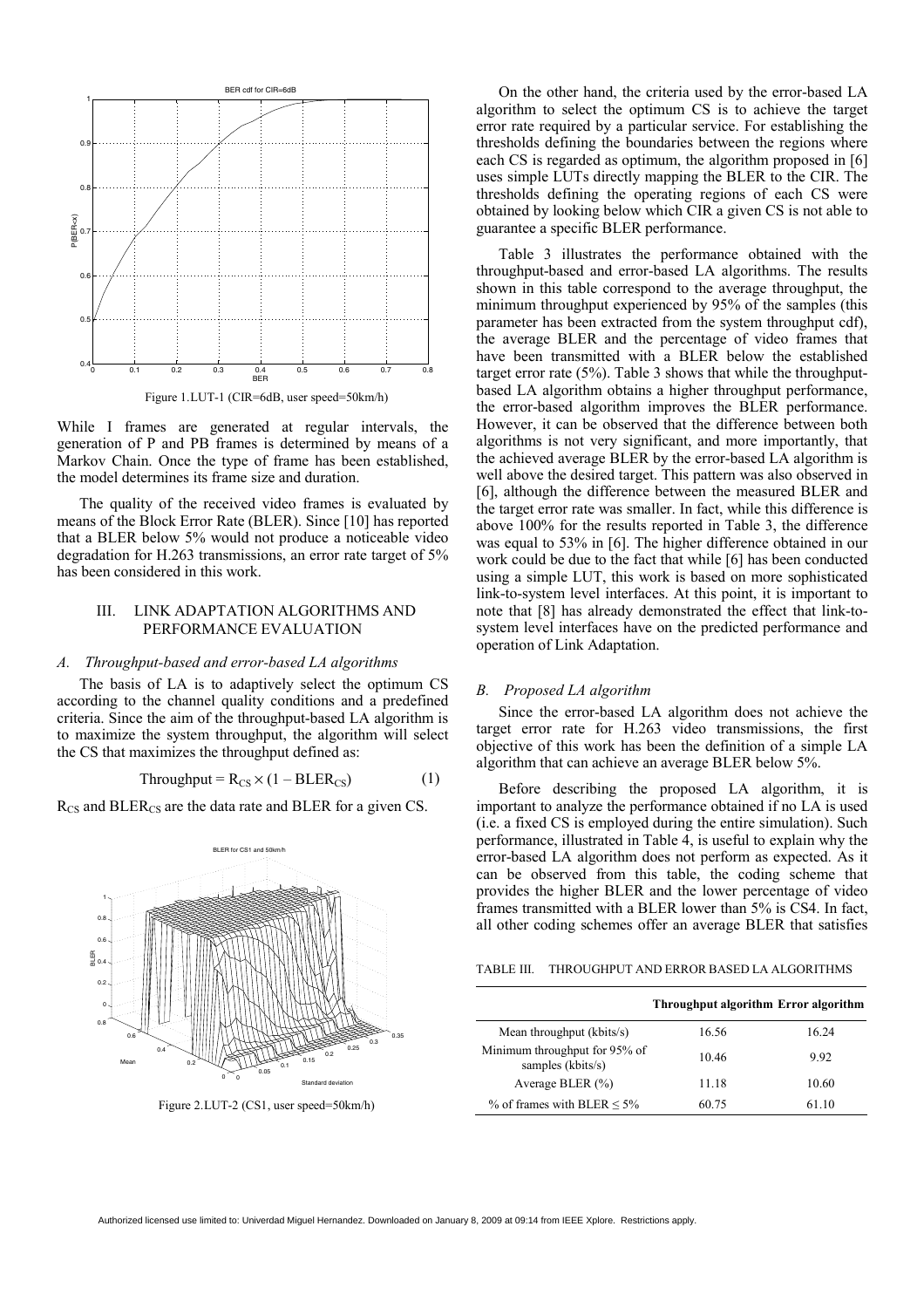Figure 1.LUT-1 (CIR=6dB, user speed=50km/h)

While I frames are generated at regular intervals, the generation of P and PB frames is determined by means of a Markov Chain. Once the type of frame has been established, the model determines its frame size and duration.

The quality of the received video frames is evaluated by means of the Block Error Rate (BLER). Since [10] has reported that a BLER below 5% would not produce a noticeable video degradation for H.263 transmissions, an error rate target of 5% has been considered in this work.

## III. LINK ADAPTATION ALGORITHMS AND PERFORMANCE EVALUATION

### *A. Throughput-based and error-based LA algorithms*

The basis of LA is to adaptively select the optimum CS according to the channel quality conditions and a predefined criteria. Since the aim of the throughput-based LA algorithm is to maximize the system throughput, the algorithm will select the CS that maximizes the throughput defined as:

$$\text{Throughput} = R_{CS} \times (1 - BLER_{CS}) \quad (1)$$

$R_{CS}$ and $BLER_{CS}$ are the data rate and BLER for a given CS.

Figure 2.LUT-2 (CS1, user speed=50km/h)

On the other hand, the criteria used by the error-based LA algorithm to select the optimum CS is to achieve the target error rate required by a particular service. For establishing the thresholds defining the boundaries between the regions where each CS is regarded as optimum, the algorithm proposed in [6] uses simple LUTs directly mapping the BLER to the CIR. The thresholds defining the operating regions of each CS were obtained by looking below which CIR a given CS is not able to guarantee a specific BLER performance.

Table 3 illustrates the performance obtained with the throughput-based and error-based LA algorithms. The results shown in this table correspond to the average throughput, the minimum throughput experienced by 95% of the samples (this parameter has been extracted from the system throughput cdf), the average BLER and the percentage of video frames that have been transmitted with a BLER below the established target error rate (5%). Table 3 shows that while the throughput-based LA algorithm obtains a higher throughput performance, the error-based algorithm improves the BLER performance. However, it can be observed that the difference between both algorithms is not very significant, and more importantly, that the achieved average BLER by the error-based LA algorithm is well above the desired target. This pattern was also observed in [6], although the difference between the measured BLER and the target error rate was smaller. In fact, while this difference is above 100% for the results reported in Table 3, the difference was equal to 53% in [6]. The higher difference obtained in our work could be due to the fact that while [6] has been conducted using a simple LUT, this work is based on more sophisticated link-to-system level interfaces. At this point, it is important to note that [8] has already demonstrated the effect that link-to-system level interfaces have on the predicted performance and operation of Link Adaptation.

### *B. Proposed LA algorithm*

Since the error-based LA algorithm does not achieve the target error rate for H.263 video transmissions, the first objective of this work has been the definition of a simple LA algorithm that can achieve an average BLER below 5%.

Before describing the proposed LA algorithm, it is important to analyze the performance obtained if no LA is used (i.e. a fixed CS is employed during the entire simulation). Such performance, illustrated in Table 4, is useful to explain why the error-based LA algorithm does not perform as expected. As it can be observed from this table, the coding scheme that provides the higher BLER and the lower percentage of video frames transmitted with a BLER lower than 5% is CS4. In fact, all other coding schemes offer an average BLER that satisfies

TABLE III. THROUGHPUT AND ERROR BASED LA ALGORITHMS

| | **Throughput algorithm** | **Error algorithm** |
|---|---|---|
| Mean throughput (kbits/s) | 16.56 | 16.24 |
| Minimum throughput for 95% of samples (kbits/s) | 10.46 | 9.92 |
| Average BLER (%) | 11.18 | 10.60 |
| % of frames with BLER ≤ 5% | 60.75 | 61.10 |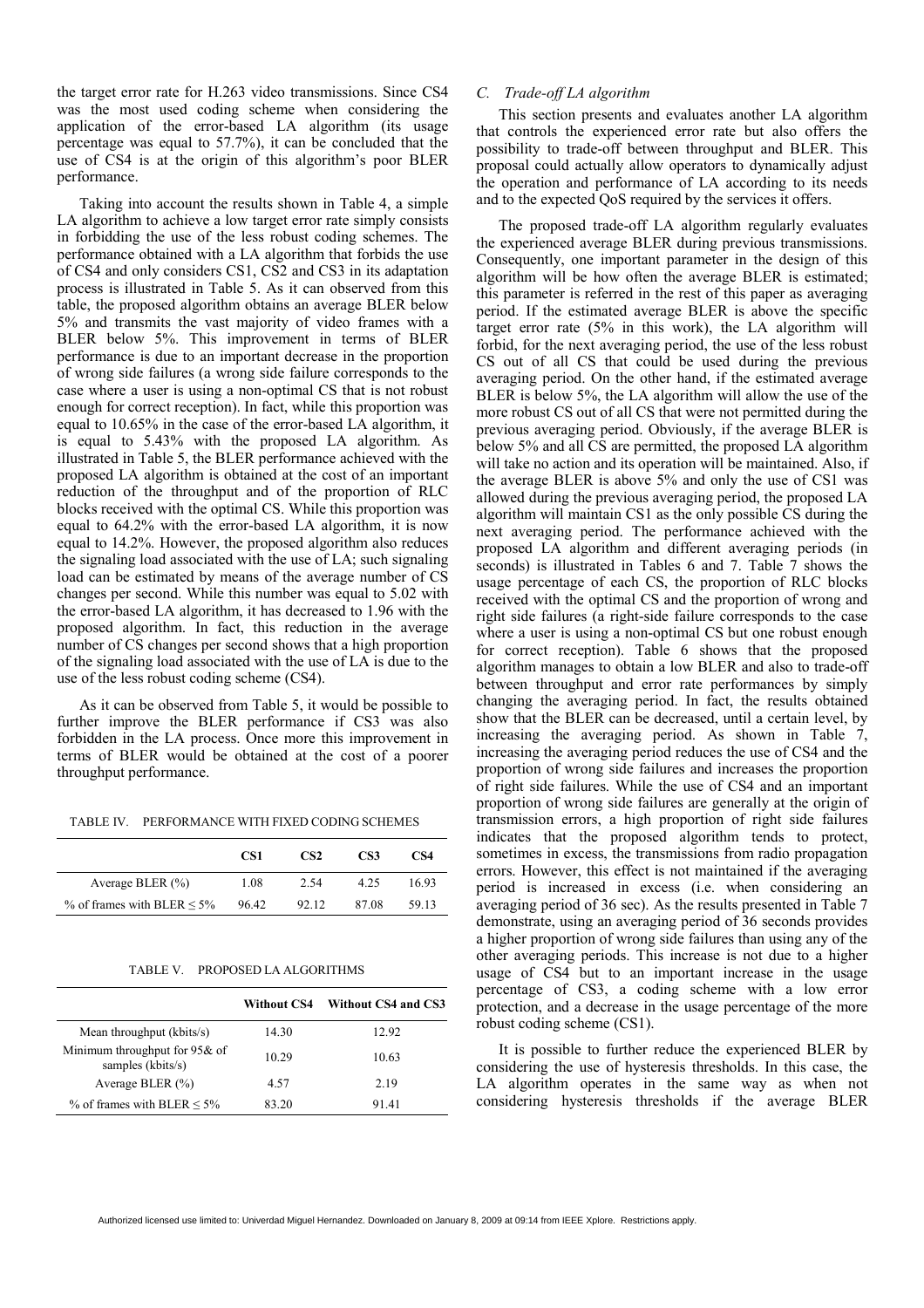the target error rate for H.263 video transmissions. Since CS4 was the most used coding scheme when considering the application of the error-based LA algorithm (its usage percentage was equal to 57.7%), it can be concluded that the use of CS4 is at the origin of this algorithm's poor BLER performance.

Taking into account the results shown in Table 4, a simple LA algorithm to achieve a low target error rate simply consists in forbidding the use of the less robust coding schemes. The performance obtained with a LA algorithm that forbids the use of CS4 and only considers CS1, CS2 and CS3 in its adaptation process is illustrated in Table 5. As it can observed from this table, the proposed algorithm obtains an average BLER below 5% and transmits the vast majority of video frames with a BLER below 5%. This improvement in terms of BLER performance is due to an important decrease in the proportion of wrong side failures (a wrong side failure corresponds to the case where a user is using a non-optimal CS that is not robust enough for correct reception). In fact, while this proportion was equal to 10.65% in the case of the error-based LA algorithm, it is equal to 5.43% with the proposed LA algorithm. As illustrated in Table 5, the BLER performance achieved with the proposed LA algorithm is obtained at the cost of an important reduction of the throughput and of the proportion of RLC blocks received with the optimal CS. While this proportion was equal to 64.2% with the error-based LA algorithm, it is now equal to 14.2%. However, the proposed algorithm also reduces the signaling load associated with the use of LA; such signaling load can be estimated by means of the average number of CS changes per second. While this number was equal to 5.02 with the error-based LA algorithm, it has decreased to 1.96 with the proposed algorithm. In fact, this reduction in the average number of CS changes per second shows that a high proportion of the signaling load associated with the use of LA is due to the use of the less robust coding scheme (CS4).

As it can be observed from Table 5, it would be possible to further improve the BLER performance if CS3 was also forbidden in the LA process. Once more this improvement in terms of BLER would be obtained at the cost of a poorer throughput performance.

TABLE IV. PERFORMANCE WITH FIXED CODING SCHEMES

| | CS1 | CS2 | CS3 | CS4 |
|---|---|---|---|---|
| Average BLER (%) | 1.08 | 2.54 | 4.25 | 16.93 |
| % of frames with BLER ≤ 5% | 96.42 | 92.12 | 87.08 | 59.13 |

TABLE V. PROPOSED LA ALGORITHMS

| | Without CS4 | Without CS4 and CS3 |
|---|---|---|
| Mean throughput (kbits/s) | 14.30 | 12.92 |
| Minimum throughput for 95& of samples (kbits/s) | 10.29 | 10.63 |
| Average BLER (%) | 4.57 | 2.19 |
| % of frames with BLER ≤ 5% | 83.20 | 91.41 |

### C. *Trade-off LA algorithm*

This section presents and evaluates another LA algorithm that controls the experienced error rate but also offers the possibility to trade-off between throughput and BLER. This proposal could actually allow operators to dynamically adjust the operation and performance of LA according to its needs and to the expected QoS required by the services it offers.

The proposed trade-off LA algorithm regularly evaluates the experienced average BLER during previous transmissions. Consequently, one important parameter in the design of this algorithm will be how often the average BLER is estimated; this parameter is referred in the rest of this paper as averaging period. If the estimated average BLER is above the specific target error rate (5% in this work), the LA algorithm will forbid, for the next averaging period, the use of the less robust CS out of all CS that could be used during the previous averaging period. On the other hand, if the estimated average BLER is below 5%, the LA algorithm will allow the use of the more robust CS out of all CS that were not permitted during the previous averaging period. Obviously, if the average BLER is below 5% and all CS are permitted, the proposed LA algorithm will take no action and its operation will be maintained. Also, if the average BLER is above 5% and only the use of CS1 was allowed during the previous averaging period, the proposed LA algorithm will maintain CS1 as the only possible CS during the next averaging period. The performance achieved with the proposed LA algorithm and different averaging periods (in seconds) is illustrated in Tables 6 and 7. Table 7 shows the usage percentage of each CS, the proportion of RLC blocks received with the optimal CS and the proportion of wrong and right side failures (a right-side failure corresponds to the case where a user is using a non-optimal CS but one robust enough for correct reception). Table 6 shows that the proposed algorithm manages to obtain a low BLER and also to trade-off between throughput and error rate performances by simply changing the averaging period. In fact, the results obtained show that the BLER can be decreased, until a certain level, by increasing the averaging period. As shown in Table 7, increasing the averaging period reduces the use of CS4 and the proportion of wrong side failures and increases the proportion of right side failures. While the use of CS4 and an important proportion of wrong side failures are generally at the origin of transmission errors, a high proportion of right side failures indicates that the proposed algorithm tends to protect, sometimes in excess, the transmissions from radio propagation errors. However, this effect is not maintained if the averaging period is increased in excess (i.e. when considering an averaging period of 36 sec). As the results presented in Table 7 demonstrate, using an averaging period of 36 seconds provides a higher proportion of wrong side failures than using any of the other averaging periods. This increase is not due to a higher usage of CS4 but to an important increase in the usage percentage of CS3, a coding scheme with a low error protection, and a decrease in the usage percentage of the more robust coding scheme (CS1).

It is possible to further reduce the experienced BLER by considering the use of hysteresis thresholds. In this case, the LA algorithm operates in the same way as when not considering hysteresis thresholds if the average BLER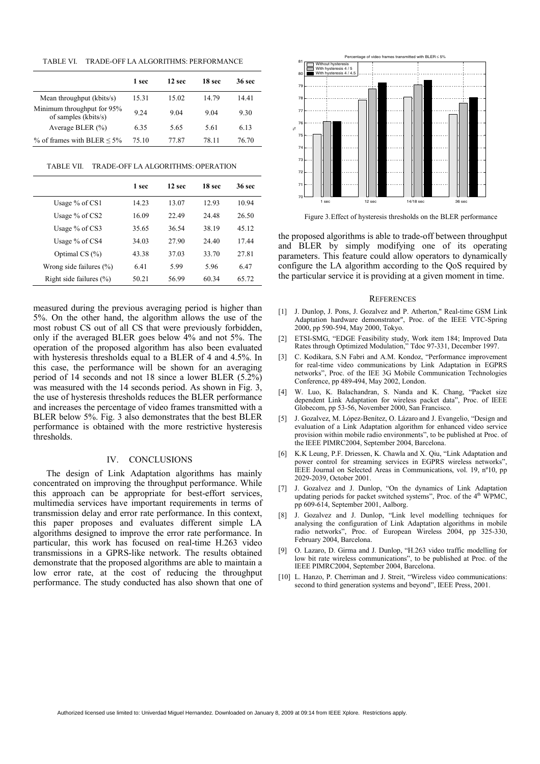TABLE VI. TRADE-OFF LA ALGORITHMS: PERFORMANCE

| | 1 sec | 12 sec | 18 sec | 36 sec |
|---|---|---|---|---|
| Mean throughput (kbits/s) | 15.31 | 15.02 | 14.79 | 14.41 |
| Minimum throughput for 95% of samples (kbits/s) | 9.24 | 9.04 | 9.04 | 9.30 |
| Average BLER (%) | 6.35 | 5.65 | 5.61 | 6.13 |
| % of frames with BLER ≤ 5% | 75.10 | 77.87 | 78.11 | 76.70 |

TABLE VII. TRADE-OFF LA ALGORITHMS: OPERATION

| | 1 sec | 12 sec | 18 sec | 36 sec |
|---|---|---|---|---|
| Usage % of CS1 | 14.23 | 13.07 | 12.93 | 10.94 |
| Usage % of CS2 | 16.09 | 22.49 | 24.48 | 26.50 |
| Usage % of CS3 | 35.65 | 36.54 | 38.19 | 45.12 |
| Usage % of CS4 | 34.03 | 27.90 | 24.40 | 17.44 |
| Optimal CS (%) | 43.38 | 37.03 | 33.70 | 27.81 |
| Wrong side failures (%) | 6.41 | 5.99 | 5.96 | 6.47 |
| Right side failures (%) | 50.21 | 56.99 | 60.34 | 65.72 |

measured during the previous averaging period is higher than 5%. On the other hand, the algorithm allows the use of the most robust CS out of all CS that were previously forbidden, only if the averaged BLER goes below 4% and not 5%. The operation of the proposed algorithm has also been evaluated with hysteresis thresholds equal to a BLER of 4 and 4.5%. In this case, the performance will be shown for an averaging period of 14 seconds and not 18 since a lower BLER (5.2%) was measured with the 14 seconds period. As shown in Fig. 3, the use of hysteresis thresholds reduces the BLER performance and increases the percentage of video frames transmitted with a BLER below 5%. Fig. 3 also demonstrates that the best BLER performance is obtained with the more restrictive hysteresis thresholds.

Percentage of video frames transmitted with BLER ≤ 5%

Without hysteresis
With hysteresis 4 / 5
With hysteresis 4 / 4.5

%

81
80
79
78
77
76
75
74
73
72
71
70

1 sec
12 sec
14/18 sec
36 sec

Figure 3. Effect of hysteresis thresholds on the BLER performance

## IV. CONCLUSIONS

The design of Link Adaptation algorithms has mainly concentrated on improving the throughput performance. While this approach can be appropriate for best-effort services, multimedia services have important requirements in terms of transmission delay and error rate performance. In this context, this paper proposes and evaluates different simple LA algorithms designed to improve the error rate performance. In particular, this work has focused on real-time H.263 video transmissions in a GPRS-like network. The results obtained demonstrate that the proposed algorithms are able to maintain a low error rate, at the cost of reducing the throughput performance. The study conducted has also shown that one of the proposed algorithms is able to trade-off between throughput and BLER by simply modifying one of its operating parameters. This feature could allow operators to dynamically configure the LA algorithm according to the QoS required by the particular service it is providing at a given moment in time.

## REFERENCES

[1] J. Dunlop, J. Pons, J. Gozalvez and P. Atherton," Real-time GSM Link Adaptation hardware demonstrator", Proc. of the IEEE VTC-Spring 2000, pp 590-594, May 2000, Tokyo.

[2] ETSI-SMG, "EDGE Feasibility study, Work item 184; Improved Data Rates through Optimized Modulation," Tdoc 97-331, December 1997.

[3] C. Kodikara, S.N Fabri and A.M. Kondoz, "Performance improvement for real-time video communications by Link Adaptation in EGPRS networks", Proc. of the IEE 3G Mobile Communication Technologies Conference, pp 489-494, May 2002, London.

[4] W. Luo, K. Balachandran, S. Nanda and K. Chang, "Packet size dependent Link Adaptation for wireless packet data", Proc. of IEEE Globecom, pp 53-56, November 2000, San Francisco.

[5] J. Gozalvez, M. López-Benítez, O. Lázaro and J. Evangelio, "Design and evaluation of a Link Adaptation algorithm for enhanced video service provision within mobile radio environments", to be published at Proc. of the IEEE PIMRC2004, September 2004, Barcelona.

[6] K.K Leung, P.F. Driessen, K. Chawla and X. Qiu, "Link Adaptation and power control for streaming services in EGPRS wireless networks", IEEE Journal on Selected Areas in Communications, vol. 19, nº10, pp 2029-2039, October 2001.

[7] J. Gozalvez and J. Dunlop, "On the dynamics of Link Adaptation updating periods for packet switched systems", Proc. of the 4th WPMC, pp 609-614, September 2001, Aalborg.

[8] J. Gozalvez and J. Dunlop, "Link level modelling techniques for analysing the configuration of Link Adaptation algorithms in mobile radio networks", Proc. of European Wireless 2004, pp 325-330, February 2004, Barcelona.

[9] O. Lazaro, D. Girma and J. Dunlop, "H.263 video traffic modelling for low bit rate wireless communications", to be published at Proc. of the IEEE PIMRC2004, September 2004, Barcelona.

[10] L. Hanzo, P. Cherriman and J. Streit, "Wireless video communications: second to third generation systems and beyond", IEEE Press, 2001.